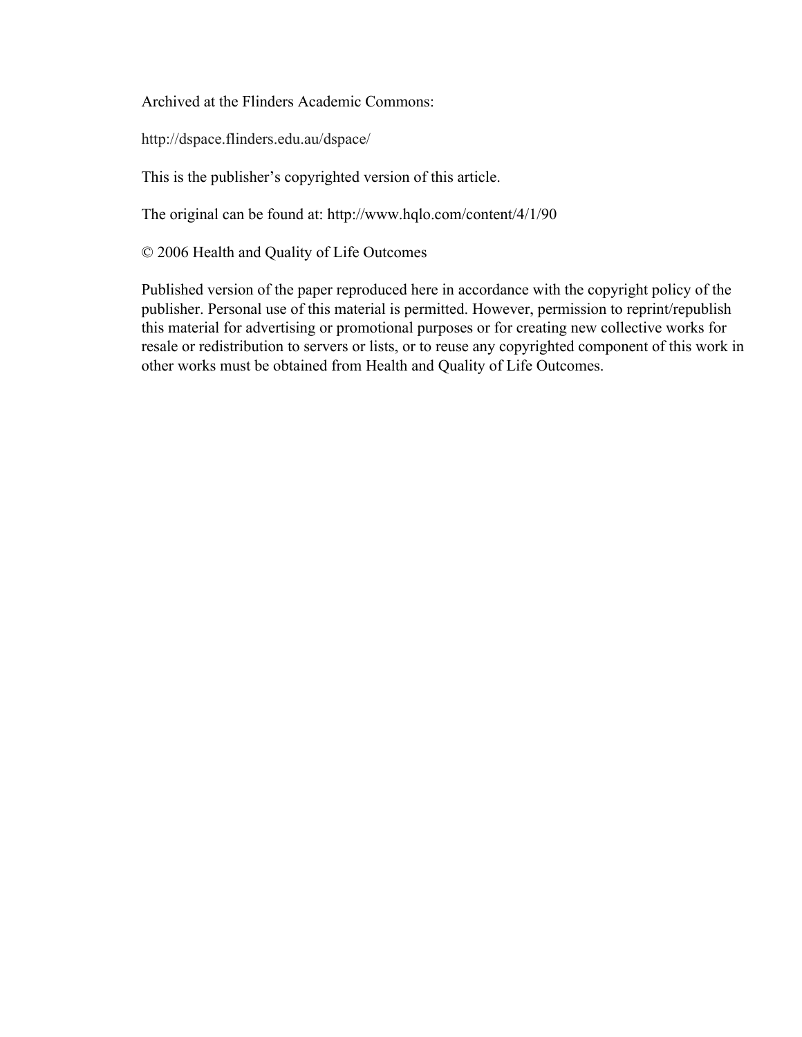Archived at the Flinders Academic Commons:

http://dspace.flinders.edu.au/dspace/

This is the publisher's copyrighted version of this article.

The original can be found at: http://www.hqlo.com/content/4/1/90

© 2006 Health and Quality of Life Outcomes

Published version of the paper reproduced here in accordance with the copyright policy of the publisher. Personal use of this material is permitted. However, permission to reprint/republish this material for advertising or promotional purposes or for creating new collective works for resale or redistribution to servers or lists, or to reuse any copyrighted component of this work in other works must be obtained from Health and Quality of Life Outcomes.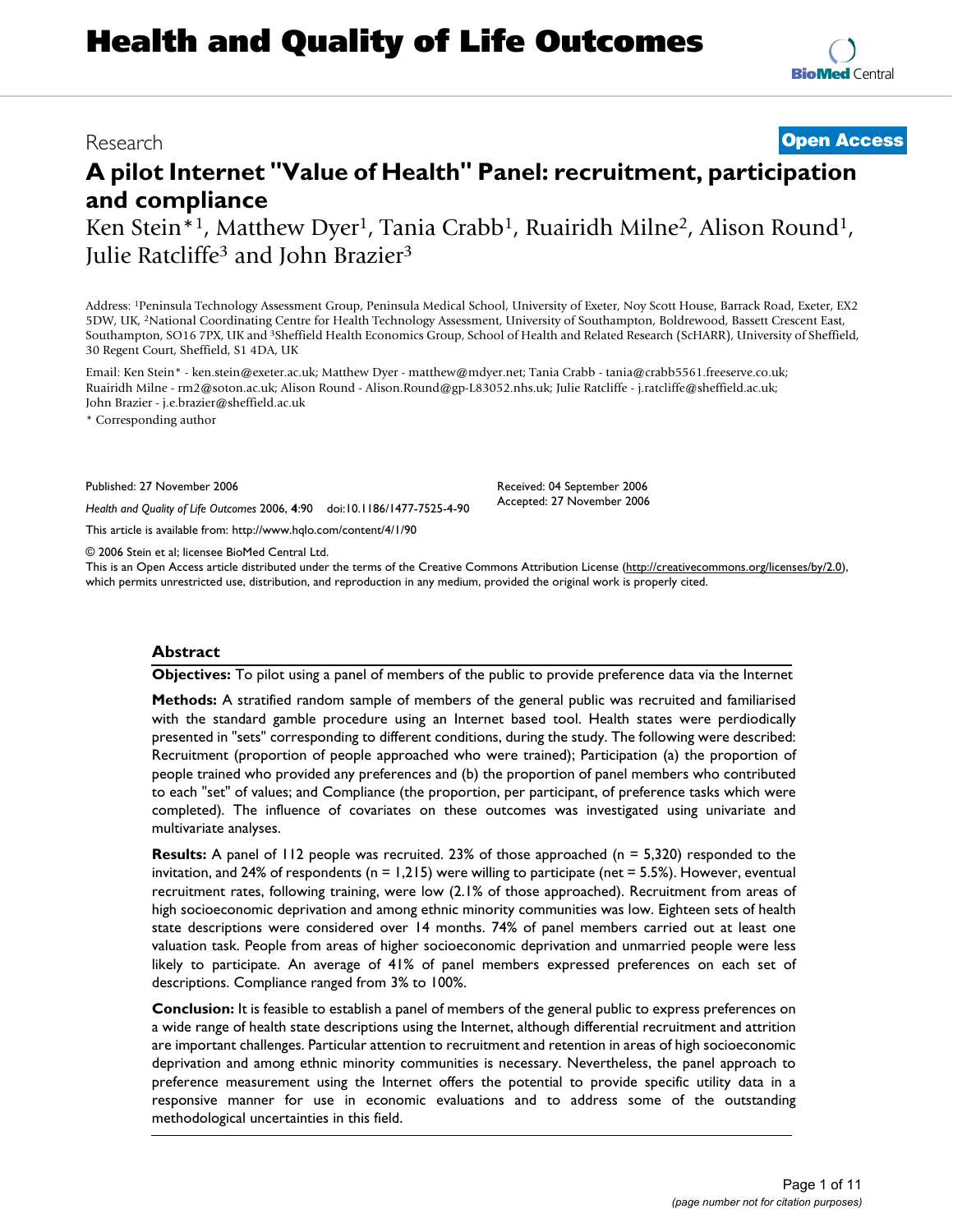# A pilot Internet "Value of Health" Panel: recruitment, participation and compliance

Ken Stein*[1], Matthew Dyer[1], Tania Crabb[1], Ruairidh Milne[2], Alison Round[1], Julie Ratcliffe[3] and John Brazier[3]

Address: [1]Peninsula Technology Assessment Group, Peninsula Medical School, University of Exeter, Noy Scott House, Barrack Road, Exeter, EX2 5DW, UK, [2]National Coordinating Centre for Health Technology Assessment, University of Southampton, Boldrewood, Bassett Crescent East, Southampton, SO16 7PX, UK and [3]Sheffield Health Economics Group, School of Health and Related Research (ScHARR), University of Sheffield, 30 Regent Court, Sheffield, S1 4DA, UK

Email: Ken Stein* - ken.stein@exeter.ac.uk; Matthew Dyer - matthew@mdyer.net; Tania Crabb - tania@crabb5561.freeserve.co.uk; Ruairidh Milne - rm2@soton.ac.uk; Alison Round - Alison.Round@gp-L83052.nhs.uk; Julie Ratcliffe - j.ratcliffe@sheffield.ac.uk; John Brazier - j.e.brazier@sheffield.ac.uk

\* Corresponding author

Published: 27 November 2006

*Health and Quality of Life Outcomes* 2006, **4**:90 doi:10.1186/1477-7525-4-90

Received: 04 September 2006

Accepted: 27 November 2006

This article is available from: http://www.hqlo.com/content/4/1/90

© 2006 Stein et al; licensee BioMed Central Ltd.

This is an Open Access article distributed under the terms of the Creative Commons Attribution License (http://creativecommons.org/licenses/by/2.0), which permits unrestricted use, distribution, and reproduction in any medium, provided the original work is properly cited.

## Abstract

**Objectives:** To pilot using a panel of members of the public to provide preference data via the Internet

**Methods:** A stratified random sample of members of the general public was recruited and familiarised with the standard gamble procedure using an Internet based tool. Health states were perdiodically presented in "sets" corresponding to different conditions, during the study. The following were described: Recruitment (proportion of people approached who were trained); Participation (a) the proportion of people trained who provided any preferences and (b) the proportion of panel members who contributed to each "set" of values; and Compliance (the proportion, per participant, of preference tasks which were completed). The influence of covariates on these outcomes was investigated using univariate and multivariate analyses.

**Results:** A panel of 112 people was recruited. 23% of those approached (n = 5,320) responded to the invitation, and 24% of respondents (n = 1,215) were willing to participate (net = 5.5%). However, eventual recruitment rates, following training, were low (2.1% of those approached). Recruitment from areas of high socioeconomic deprivation and among ethnic minority communities was low. Eighteen sets of health state descriptions were considered over 14 months. 74% of panel members carried out at least one valuation task. People from areas of higher socioeconomic deprivation and unmarried people were less likely to participate. An average of 41% of panel members expressed preferences on each set of descriptions. Compliance ranged from 3% to 100%.

**Conclusion:** It is feasible to establish a panel of members of the general public to express preferences on a wide range of health state descriptions using the Internet, although differential recruitment and attrition are important challenges. Particular attention to recruitment and retention in areas of high socioeconomic deprivation and among ethnic minority communities is necessary. Nevertheless, the panel approach to preference measurement using the Internet offers the potential to provide specific utility data in a responsive manner for use in economic evaluations and to address some of the outstanding methodological uncertainties in this field.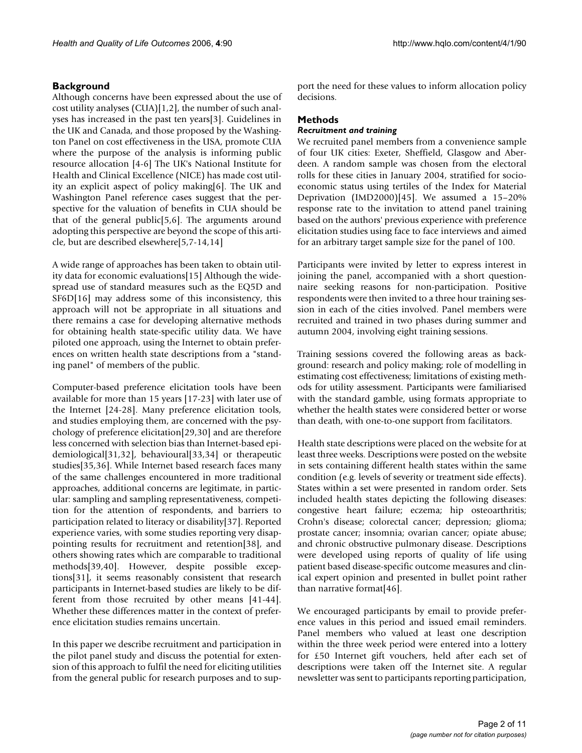## Background

Although concerns have been expressed about the use of cost utility analyses (CUA)[1,2], the number of such analyses has increased in the past ten years[3]. Guidelines in the UK and Canada, and those proposed by the Washington Panel on cost effectiveness in the USA, promote CUA where the purpose of the analysis is informing public resource allocation [4-6] The UK's National Institute for Health and Clinical Excellence (NICE) has made cost utility an explicit aspect of policy making[6]. The UK and Washington Panel reference cases suggest that the perspective for the valuation of benefits in CUA should be that of the general public[5,6]. The arguments around adopting this perspective are beyond the scope of this article, but are described elsewhere[5,7-14,14]

A wide range of approaches has been taken to obtain utility data for economic evaluations[15] Although the widespread use of standard measures such as the EQ5D and SF6D[16] may address some of this inconsistency, this approach will not be appropriate in all situations and there remains a case for developing alternative methods for obtaining health state-specific utility data. We have piloted one approach, using the Internet to obtain preferences on written health state descriptions from a "standing panel" of members of the public.

Computer-based preference elicitation tools have been available for more than 15 years [17-23] with later use of the Internet [24-28]. Many preference elicitation tools, and studies employing them, are concerned with the psychology of preference elicitation[29,30] and are therefore less concerned with selection bias than Internet-based epidemiological[31,32], behavioural[33,34] or therapeutic studies[35,36]. While Internet based research faces many of the same challenges encountered in more traditional approaches, additional concerns are legitimate, in particular: sampling and sampling representativeness, competition for the attention of respondents, and barriers to participation related to literacy or disability[37]. Reported experience varies, with some studies reporting very disappointing results for recruitment and retention[38], and others showing rates which are comparable to traditional methods[39,40]. However, despite possible exceptions[31], it seems reasonably consistent that research participants in Internet-based studies are likely to be different from those recruited by other means [41-44]. Whether these differences matter in the context of preference elicitation studies remains uncertain.

In this paper we describe recruitment and participation in the pilot panel study and discuss the potential for extension of this approach to fulfil the need for eliciting utilities from the general public for research purposes and to support the need for these values to inform allocation policy decisions.

## Methods

### *Recruitment and training*

We recruited panel members from a convenience sample of four UK cities: Exeter, Sheffield, Glasgow and Aberdeen. A random sample was chosen from the electoral rolls for these cities in January 2004, stratified for socioeconomic status using tertiles of the Index for Material Deprivation (IMD2000)[45]. We assumed a 15–20% response rate to the invitation to attend panel training based on the authors' previous experience with preference elicitation studies using face to face interviews and aimed for an arbitrary target sample size for the panel of 100.

Participants were invited by letter to express interest in joining the panel, accompanied with a short questionnaire seeking reasons for non-participation. Positive respondents were then invited to a three hour training session in each of the cities involved. Panel members were recruited and trained in two phases during summer and autumn 2004, involving eight training sessions.

Training sessions covered the following areas as background: research and policy making; role of modelling in estimating cost effectiveness; limitations of existing methods for utility assessment. Participants were familiarised with the standard gamble, using formats appropriate to whether the health states were considered better or worse than death, with one-to-one support from facilitators.

Health state descriptions were placed on the website for at least three weeks. Descriptions were posted on the website in sets containing different health states within the same condition (e.g. levels of severity or treatment side effects). States within a set were presented in random order. Sets included health states depicting the following diseases: congestive heart failure; eczema; hip osteoarthritis; Crohn's disease; colorectal cancer; depression; glioma; prostate cancer; insomnia; ovarian cancer; opiate abuse; and chronic obstructive pulmonary disease. Descriptions were developed using reports of quality of life using patient based disease-specific outcome measures and clinical expert opinion and presented in bullet point rather than narrative format[46].

We encouraged participants by email to provide preference values in this period and issued email reminders. Panel members who valued at least one description within the three week period were entered into a lottery for £50 Internet gift vouchers, held after each set of descriptions were taken off the Internet site. A regular newsletter was sent to participants reporting participation,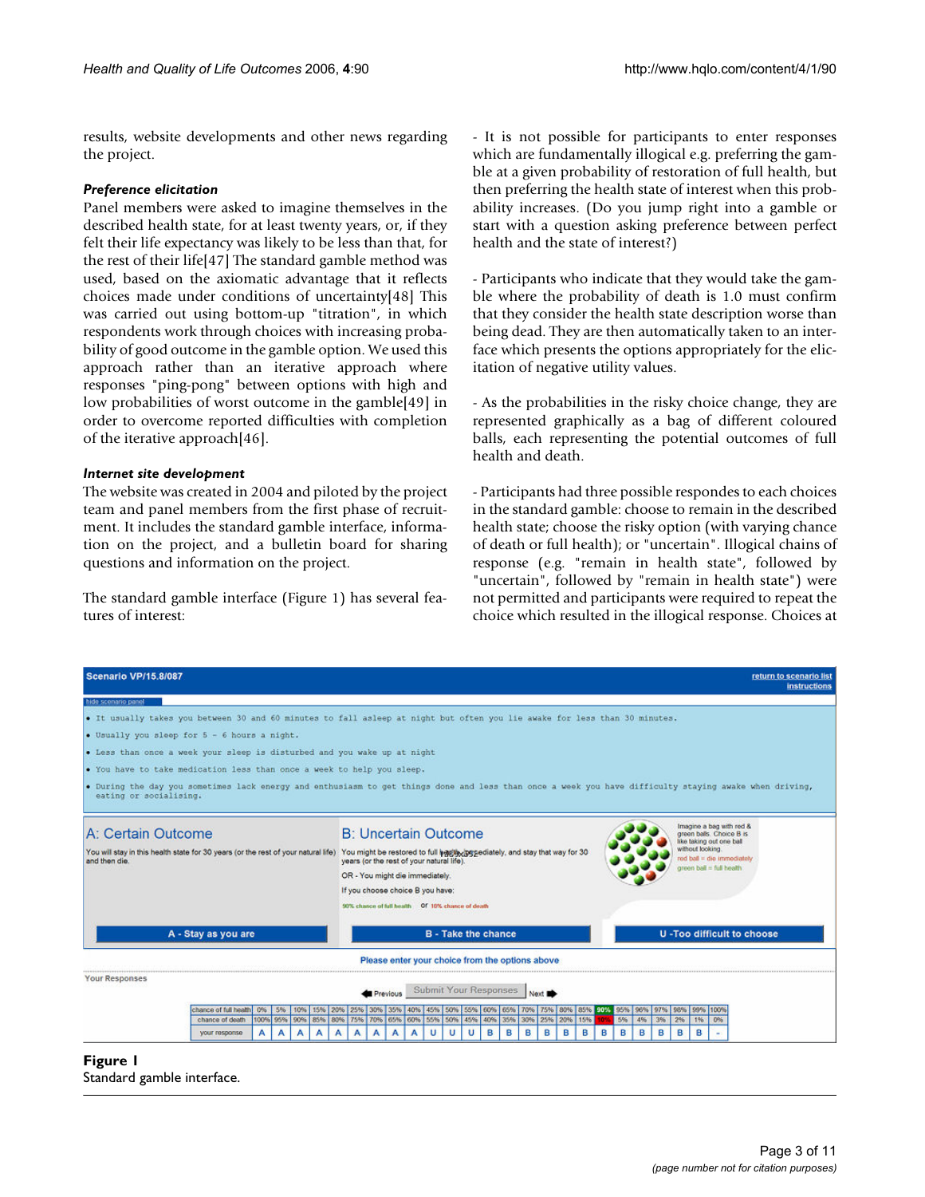results, website developments and other news regarding the project.

### *Preference elicitation*

Panel members were asked to imagine themselves in the described health state, for at least twenty years, or, if they felt their life expectancy was likely to be less than that, for the rest of their life[47] The standard gamble method was used, based on the axiomatic advantage that it reflects choices made under conditions of uncertainty[48] This was carried out using bottom-up "titration", in which respondents work through choices with increasing probability of good outcome in the gamble option. We used this approach rather than an iterative approach where responses "ping-pong" between options with high and low probabilities of worst outcome in the gamble[49] in order to overcome reported difficulties with completion of the iterative approach[46].

### *Internet site development*

The website was created in 2004 and piloted by the project team and panel members from the first phase of recruitment. It includes the standard gamble interface, information on the project, and a bulletin board for sharing questions and information on the project.

The standard gamble interface (Figure 1) has several features of interest:

- It is not possible for participants to enter responses which are fundamentally illogical e.g. preferring the gamble at a given probability of restoration of full health, but then preferring the health state of interest when this probability increases. (Do you jump right into a gamble or start with a question asking preference between perfect health and the state of interest?)

- Participants who indicate that they would take the gamble where the probability of death is 1.0 must confirm that they consider the health state description worse than being dead. They are then automatically taken to an interface which presents the options appropriately for the elicitation of negative utility values.

- As the probabilities in the risky choice change, they are represented graphically as a bag of different coloured balls, each representing the potential outcomes of full health and death.

- Participants had three possible respondes to each choices in the standard gamble: choose to remain in the described health state; choose the risky option (with varying chance of death or full health); or "uncertain". Illogical chains of response (e.g. "remain in health state", followed by "uncertain", followed by "remain in health state") were not permitted and participants were required to repeat the choice which resulted in the illogical response. Choices at

**Figure 1**
Standard gamble interface.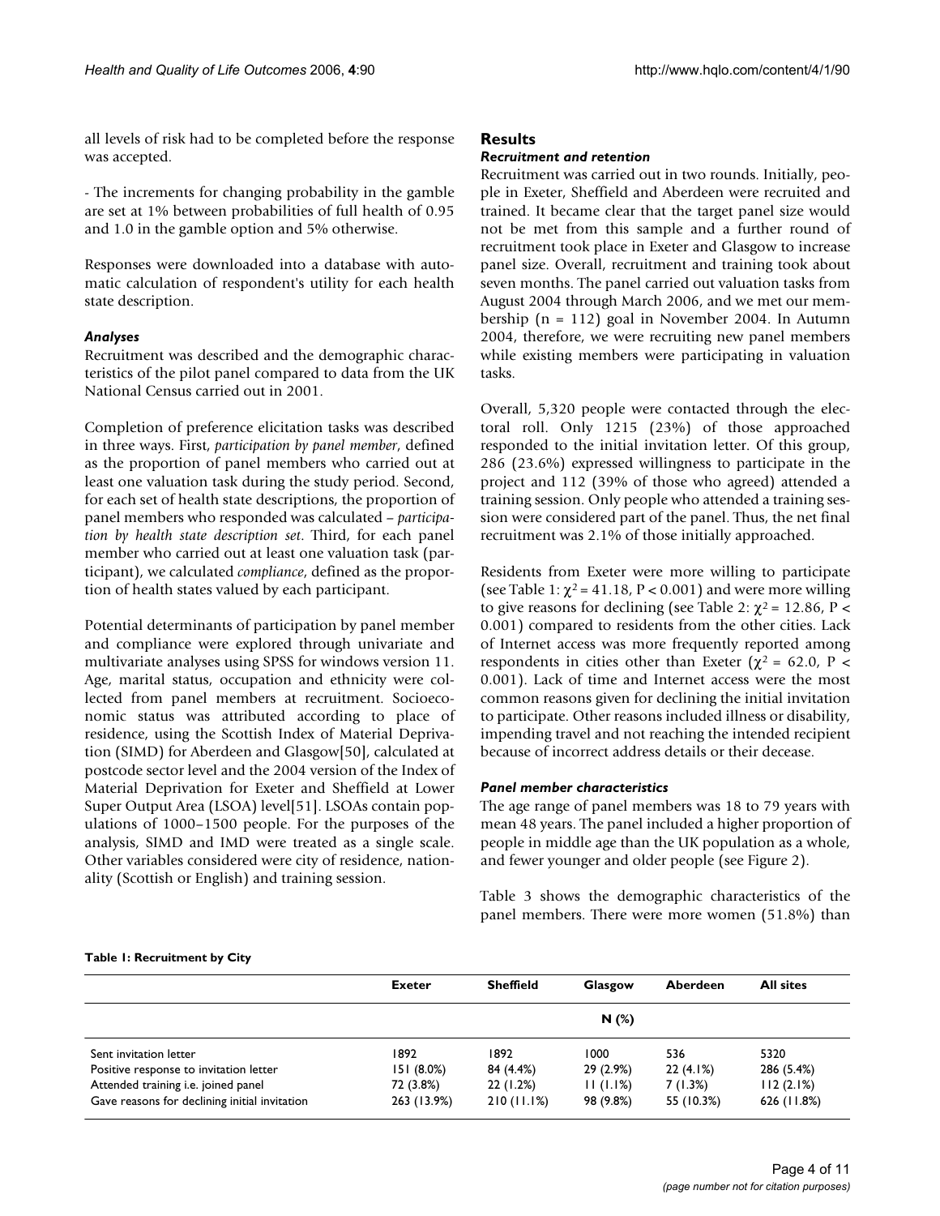all levels of risk had to be completed before the response was accepted.

- The increments for changing probability in the gamble are set at 1% between probabilities of full health of 0.95 and 1.0 in the gamble option and 5% otherwise.

Responses were downloaded into a database with automatic calculation of respondent's utility for each health state description.

### *Analyses*

Recruitment was described and the demographic characteristics of the pilot panel compared to data from the UK National Census carried out in 2001.

Completion of preference elicitation tasks was described in three ways. First, *participation by panel member*, defined as the proportion of panel members who carried out at least one valuation task during the study period. Second, for each set of health state descriptions, the proportion of panel members who responded was calculated – *participation by health state description set*. Third, for each panel member who carried out at least one valuation task (participant), we calculated *compliance*, defined as the proportion of health states valued by each participant.

Potential determinants of participation by panel member and compliance were explored through univariate and multivariate analyses using SPSS for windows version 11. Age, marital status, occupation and ethnicity were collected from panel members at recruitment. Socioeconomic status was attributed according to place of residence, using the Scottish Index of Material Deprivation (SIMD) for Aberdeen and Glasgow[50], calculated at postcode sector level and the 2004 version of the Index of Material Deprivation for Exeter and Sheffield at Lower Super Output Area (LSOA) level[51]. LSOAs contain populations of 1000–1500 people. For the purposes of the analysis, SIMD and IMD were treated as a single scale. Other variables considered were city of residence, nationality (Scottish or English) and training session.

## Results

### *Recruitment and retention*

Recruitment was carried out in two rounds. Initially, people in Exeter, Sheffield and Aberdeen were recruited and trained. It became clear that the target panel size would not be met from this sample and a further round of recruitment took place in Exeter and Glasgow to increase panel size. Overall, recruitment and training took about seven months. The panel carried out valuation tasks from August 2004 through March 2006, and we met our membership (n = 112) goal in November 2004. In Autumn 2004, therefore, we were recruiting new panel members while existing members were participating in valuation tasks.

Overall, 5,320 people were contacted through the electoral roll. Only 1215 (23%) of those approached responded to the initial invitation letter. Of this group, 286 (23.6%) expressed willingness to participate in the project and 112 (39% of those who agreed) attended a training session. Only people who attended a training session were considered part of the panel. Thus, the net final recruitment was 2.1% of those initially approached.

Residents from Exeter were more willing to participate (see Table 1: $\chi^2 = 41.18$, $P < 0.001$) and were more willing to give reasons for declining (see Table 2: $\chi^2 = 12.86$, $P < 0.001$) compared to residents from the other cities. Lack of Internet access was more frequently reported among respondents in cities other than Exeter ($\chi^2 = 62.0$, $P < 0.001$). Lack of time and Internet access were the most common reasons given for declining the initial invitation to participate. Other reasons included illness or disability, impending travel and not reaching the intended recipient because of incorrect address details or their decease.

### *Panel member characteristics*

The age range of panel members was 18 to 79 years with mean 48 years. The panel included a higher proportion of people in middle age than the UK population as a whole, and fewer younger and older people (see Figure 2).

Table 3 shows the demographic characteristics of the panel members. There were more women (51.8%) than

**Table 1: Recruitment by City**

| | Exeter | Sheffield | Glasgow | Aberdeen | All sites |
|---|---|---|---|---|---|
| | | | N (%) | | |
| Sent invitation letter | 1892 | 1892 | 1000 | 536 | 5320 |
| Positive response to invitation letter | 151 (8.0%) | 84 (4.4%) | 29 (2.9%) | 22 (4.1%) | 286 (5.4%) |
| Attended training i.e. joined panel | 72 (3.8%) | 22 (1.2%) | 11 (1.1%) | 7 (1.3%) | 112 (2.1%) |
| Gave reasons for declining initial invitation | 263 (13.9%) | 210 (11.1%) | 98 (9.8%) | 55 (10.3%) | 626 (11.8%) |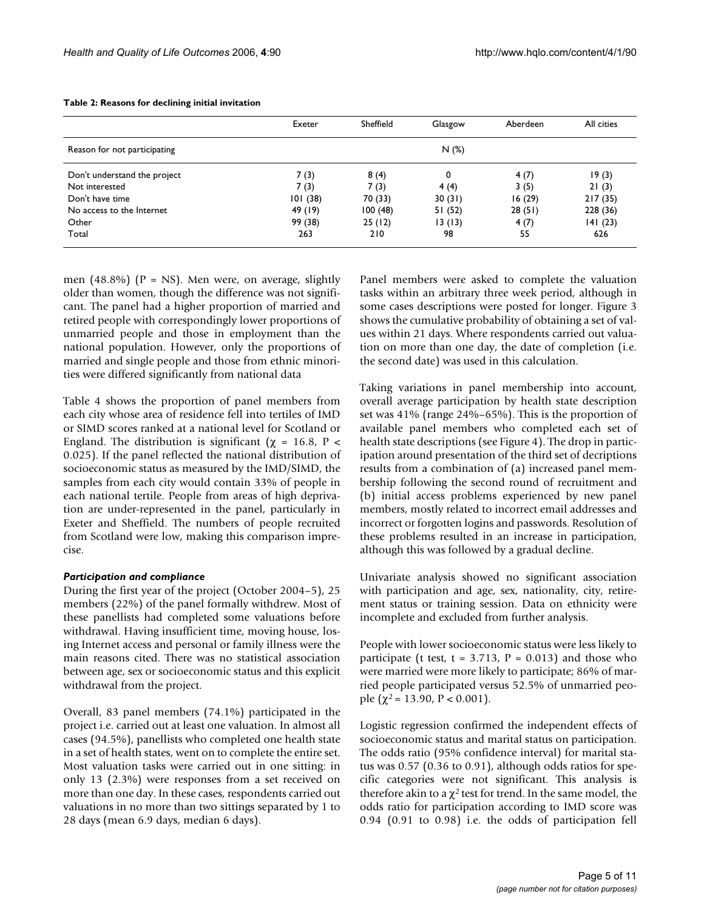**Table 2: Reasons for declining initial invitation**

| | Exeter | Sheffield | Glasgow | Aberdeen | All cities |
|---|---|---|---|---|---|
| Reason for not participating | | | N (%) | | |
| Don't understand the project | 7 (3) | 8 (4) | 0 | 4 (7) | 19 (3) |
| Not interested | 7 (3) | 7 (3) | 4 (4) | 3 (5) | 21 (3) |
| Don't have time | 101 (38) | 70 (33) | 30 (31) | 16 (29) | 217 (35) |
| No access to the Internet | 49 (19) | 100 (48) | 51 (52) | 28 (51) | 228 (36) |
| Other | 99 (38) | 25 (12) | 13 (13) | 4 (7) | 141 (23) |
| Total | 263 | 210 | 98 | 55 | 626 |

men (48.8%) (P = NS). Men were, on average, slightly older than women, though the difference was not significant. The panel had a higher proportion of married and retired people with correspondingly lower proportions of unmarried people and those in employment than the national population. However, only the proportions of married and single people and those from ethnic minorities were differed significantly from national data

Table 4 shows the proportion of panel members from each city whose area of residence fell into tertiles of IMD or SIMD scores ranked at a national level for Scotland or England. The distribution is significant ($\chi = 16.8$, $P < 0.025$). If the panel reflected the national distribution of socioeconomic status as measured by the IMD/SIMD, the samples from each city would contain 33% of people in each national tertile. People from areas of high deprivation are under-represented in the panel, particularly in Exeter and Sheffield. The numbers of people recruited from Scotland were low, making this comparison imprecise.

### *Participation and compliance*

During the first year of the project (October 2004–5), 25 members (22%) of the panel formally withdrew. Most of these panellists had completed some valuations before withdrawal. Having insufficient time, moving house, losing Internet access and personal or family illness were the main reasons cited. There was no statistical association between age, sex or socioeconomic status and this explicit withdrawal from the project.

Overall, 83 panel members (74.1%) participated in the project i.e. carried out at least one valuation. In almost all cases (94.5%), panellists who completed one health state in a set of health states, went on to complete the entire set. Most valuation tasks were carried out in one sitting: in only 13 (2.3%) were responses from a set received on more than one day. In these cases, respondents carried out valuations in no more than two sittings separated by 1 to 28 days (mean 6.9 days, median 6 days).

Panel members were asked to complete the valuation tasks within an arbitrary three week period, although in some cases descriptions were posted for longer. Figure 3 shows the cumulative probability of obtaining a set of values within 21 days. Where respondents carried out valuation on more than one day, the date of completion (i.e. the second date) was used in this calculation.

Taking variations in panel membership into account, overall average participation by health state description set was 41% (range 24%–65%). This is the proportion of available panel members who completed each set of health state descriptions (see Figure 4). The drop in participation around presentation of the third set of decriptions results from a combination of (a) increased panel membership following the second round of recruitment and (b) initial access problems experienced by new panel members, mostly related to incorrect email addresses and incorrect or forgotten logins and passwords. Resolution of these problems resulted in an increase in participation, although this was followed by a gradual decline.

Univariate analysis showed no significant association with participation and age, sex, nationality, city, retirement status or training session. Data on ethnicity were incomplete and excluded from further analysis.

People with lower socioeconomic status were less likely to participate (t test, $t = 3.713$, $P = 0.013$) and those who were married were more likely to participate; 86% of married people participated versus 52.5% of unmarried people ($\chi^2 = 13.90$, $P < 0.001$).

Logistic regression confirmed the independent effects of socioeconomic status and marital status on participation. The odds ratio (95% confidence interval) for marital status was 0.57 (0.36 to 0.91), although odds ratios for specific categories were not significant. This analysis is therefore akin to a $\chi^2$ test for trend. In the same model, the odds ratio for participation according to IMD score was 0.94 (0.91 to 0.98) i.e. the odds of participation fell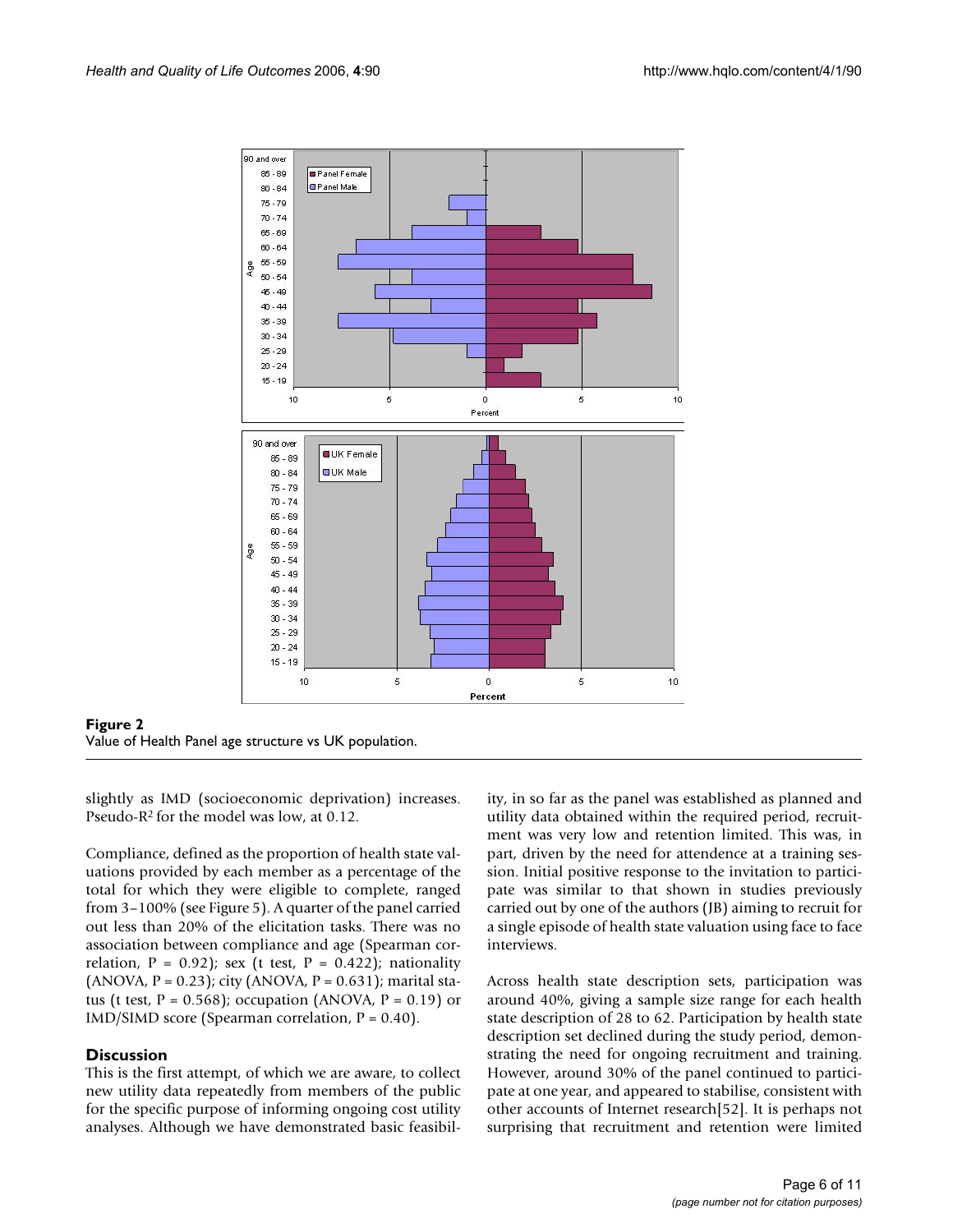**Figure 2**
Value of Health Panel age structure vs UK population.

slightly as IMD (socioeconomic deprivation) increases. Pseudo-$R^2$ for the model was low, at 0.12.

Compliance, defined as the proportion of health state valuations provided by each member as a percentage of the total for which they were eligible to complete, ranged from 3–100% (see Figure 5). A quarter of the panel carried out less than 20% of the elicitation tasks. There was no association between compliance and age (Spearman correlation, $P = 0.92$); sex (t test, $P = 0.422$); nationality (ANOVA, $P = 0.23$); city (ANOVA, $P = 0.631$); marital status (t test, $P = 0.568$); occupation (ANOVA, $P = 0.19$) or IMD/SIMD score (Spearman correlation, $P = 0.40$).

## Discussion

This is the first attempt, of which we are aware, to collect new utility data repeatedly from members of the public for the specific purpose of informing ongoing cost utility analyses. Although we have demonstrated basic feasibility, in so far as the panel was established as planned and utility data obtained within the required period, recruitment was very low and retention limited. This was, in part, driven by the need for attendence at a training session. Initial positive response to the invitation to participate was similar to that shown in studies previously carried out by one of the authors (JB) aiming to recruit for a single episode of health state valuation using face to face interviews.

Across health state description sets, participation was around 40%, giving a sample size range for each health state description of 28 to 62. Participation by health state description set declined during the study period, demonstrating the need for ongoing recruitment and training. However, around 30% of the panel continued to participate at one year, and appeared to stabilise, consistent with other accounts of Internet research[52]. It is perhaps not surprising that recruitment and retention were limited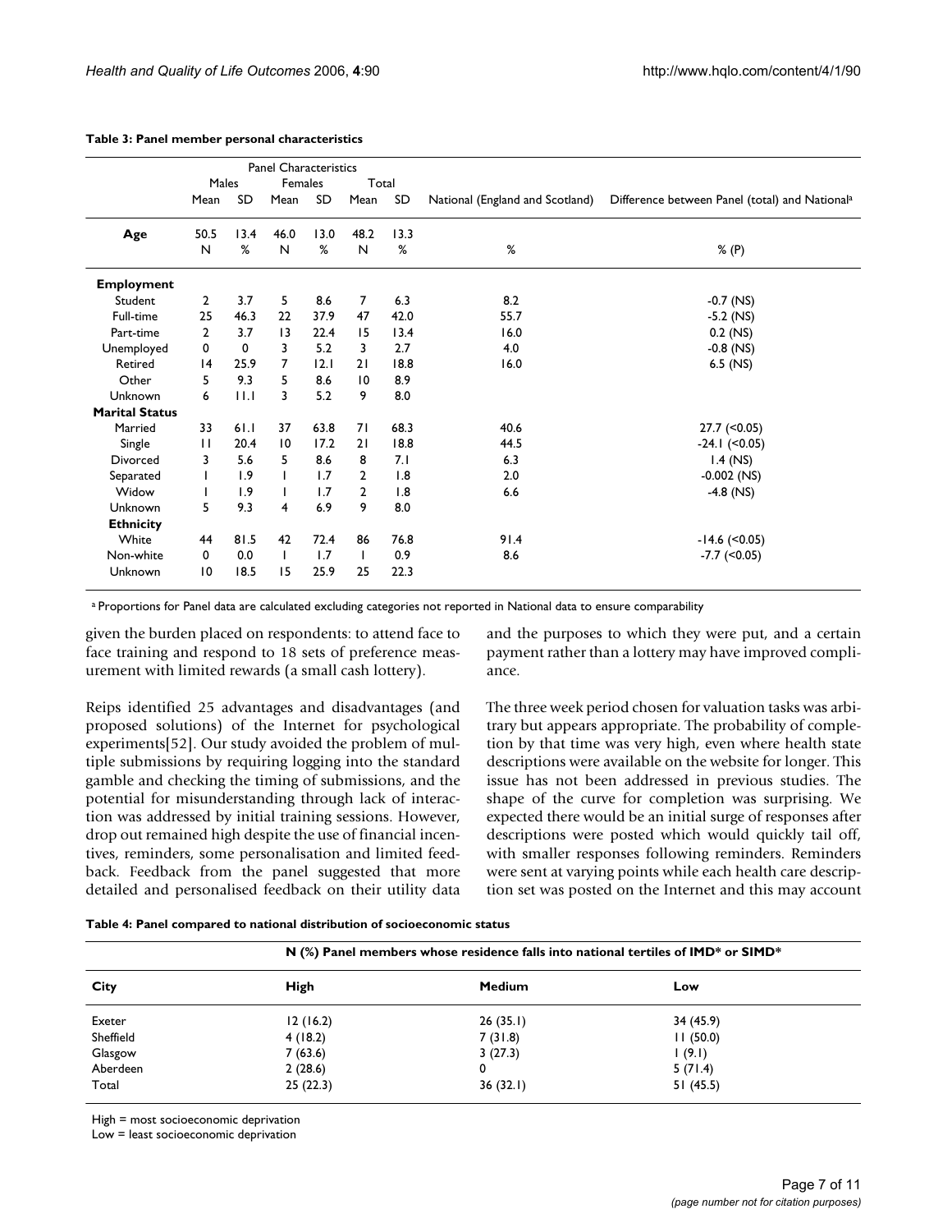**Table 3: Panel member personal characteristics**

| | Panel Characteristics | | | | | | | |
|---|---|---|---|---|---|---|---|---|
| | Males | | Females | | Total | | | |
| | Mean | SD | Mean | SD | Mean | SD | National (England and Scotland) | Difference between Panel (total) and National[a] |
| **Age** | 50.5 | 13.4 | 46.0 | 13.0 | 48.2 | 13.3 | | |
| | N | % | N | % | N | % | % | % (P) |
| **Employment** | | | | | | | | |
| Student | 2 | 3.7 | 5 | 8.6 | 7 | 6.3 | 8.2 | -0.7 (NS) |
| Full-time | 25 | 46.3 | 22 | 37.9 | 47 | 42.0 | 55.7 | -5.2 (NS) |
| Part-time | 2 | 3.7 | 13 | 22.4 | 15 | 13.4 | 16.0 | 0.2 (NS) |
| Unemployed | 0 | 0 | 3 | 5.2 | 3 | 2.7 | 4.0 | -0.8 (NS) |
| Retired | 14 | 25.9 | 7 | 12.1 | 21 | 18.8 | 16.0 | 6.5 (NS) |
| Other | 5 | 9.3 | 5 | 8.6 | 10 | 8.9 | | |
| Unknown | 6 | 11.1 | 3 | 5.2 | 9 | 8.0 | | |
| **Marital Status** | | | | | | | | |
| Married | 33 | 61.1 | 37 | 63.8 | 71 | 68.3 | 40.6 | 27.7 (<0.05) |
| Single | 11 | 20.4 | 10 | 17.2 | 21 | 18.8 | 44.5 | -24.1 (<0.05) |
| Divorced | 3 | 5.6 | 5 | 8.6 | 8 | 7.1 | 6.3 | 1.4 (NS) |
| Separated | 1 | 1.9 | 1 | 1.7 | 2 | 1.8 | 2.0 | -0.002 (NS) |
| Widow | 1 | 1.9 | 1 | 1.7 | 2 | 1.8 | 6.6 | -4.8 (NS) |
| Unknown | 5 | 9.3 | 4 | 6.9 | 9 | 8.0 | | |
| **Ethnicity** | | | | | | | | |
| White | 44 | 81.5 | 42 | 72.4 | 86 | 76.8 | 91.4 | -14.6 (<0.05) |
| Non-white | 0 | 0.0 | 1 | 1.7 | 1 | 0.9 | 8.6 | -7.7 (<0.05) |
| Unknown | 10 | 18.5 | 15 | 25.9 | 25 | 22.3 | | |

[a] Proportions for Panel data are calculated excluding categories not reported in National data to ensure comparability

given the burden placed on respondents: to attend face to face training and respond to 18 sets of preference measurement with limited rewards (a small cash lottery).

Reips identified 25 advantages and disadvantages (and proposed solutions) of the Internet for psychological experiments[52]. Our study avoided the problem of multiple submissions by requiring logging into the standard gamble and checking the timing of submissions, and the potential for misunderstanding through lack of interaction was addressed by initial training sessions. However, drop out remained high despite the use of financial incentives, reminders, some personalisation and limited feedback. Feedback from the panel suggested that more detailed and personalised feedback on their utility data and the purposes to which they were put, and a certain payment rather than a lottery may have improved compliance.

The three week period chosen for valuation tasks was arbitrary but appears appropriate. The probability of completion by that time was very high, even where health state descriptions were available on the website for longer. This issue has not been addressed in previous studies. The shape of the curve for completion was surprising. We expected there would be an initial surge of responses after descriptions were posted which would quickly tail off, with smaller responses following reminders. Reminders were sent at varying points while each health care description set was posted on the Internet and this may account

**Table 4: Panel compared to national distribution of socioeconomic status**

| | N (%) Panel members whose residence falls into national tertiles of IMD* or SIMD* | | |
|---|---|---|---|
| **City** | **High** | **Medium** | **Low** |
| Exeter | 12 (16.2) | 26 (35.1) | 34 (45.9) |
| Sheffield | 4 (18.2) | 7 (31.8) | 11 (50.0) |
| Glasgow | 7 (63.6) | 3 (27.3) | 1 (9.1) |
| Aberdeen | 2 (28.6) | 0 | 5 (71.4) |
| Total | 25 (22.3) | 36 (32.1) | 51 (45.5) |

High = most socioeconomic deprivation
Low = least socioeconomic deprivation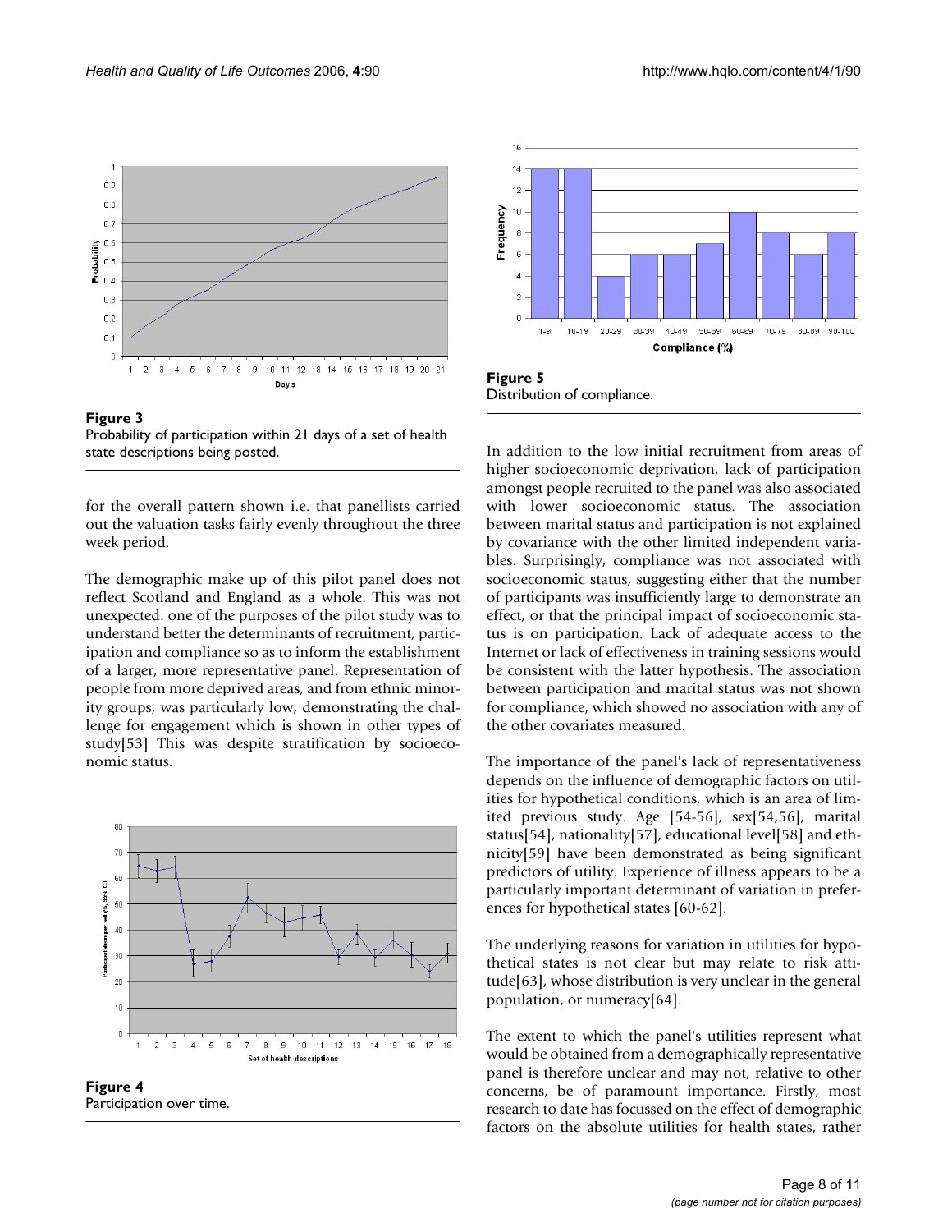Figure 3
Probability of participation within 21 days of a set of health state descriptions being posted.

for the overall pattern shown i.e. that panellists carried out the valuation tasks fairly evenly throughout the three week period.

The demographic make up of this pilot panel does not reflect Scotland and England as a whole. This was not unexpected: one of the purposes of the pilot study was to understand better the determinants of recruitment, participation and compliance so as to inform the establishment of a larger, more representative panel. Representation of people from more deprived areas, and from ethnic minority groups, was particularly low, demonstrating the challenge for engagement which is shown in other types of study[53] This was despite stratification by socioeconomic status.

Figure 4
Participation over time.

Figure 5
Distribution of compliance.

In addition to the low initial recruitment from areas of higher socioeconomic deprivation, lack of participation amongst people recruited to the panel was also associated with lower socioeconomic status. The association between marital status and participation is not explained by covariance with the other limited independent variables. Surprisingly, compliance was not associated with socioeconomic status, suggesting either that the number of participants was insufficiently large to demonstrate an effect, or that the principal impact of socioeconomic status is on participation. Lack of adequate access to the Internet or lack of effectiveness in training sessions would be consistent with the latter hypothesis. The association between participation and marital status was not shown for compliance, which showed no association with any of the other covariates measured.

The importance of the panel's lack of representativeness depends on the influence of demographic factors on utilities for hypothetical conditions, which is an area of limited previous study. Age [54-56], sex[54,56], marital status[54], nationality[57], educational level[58] and ethnicity[59] have been demonstrated as being significant predictors of utility. Experience of illness appears to be a particularly important determinant of variation in preferences for hypothetical states [60-62].

The underlying reasons for variation in utilities for hypothetical states is not clear but may relate to risk attitude[63], whose distribution is very unclear in the general population, or numeracy[64].

The extent to which the panel's utilities represent what would be obtained from a demographically representative panel is therefore unclear and may not, relative to other concerns, be of paramount importance. Firstly, most research to date has focussed on the effect of demographic factors on the absolute utilities for health states, rather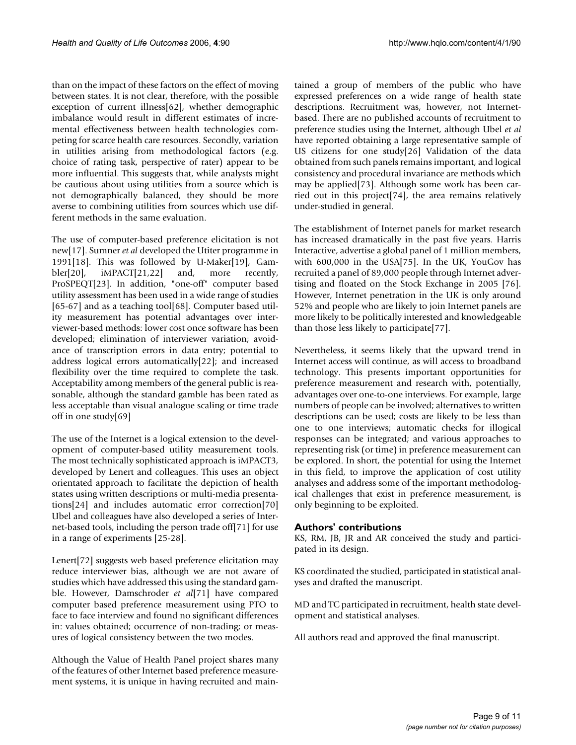than on the impact of these factors on the effect of moving between states. It is not clear, therefore, with the possible exception of current illness[62], whether demographic imbalance would result in different estimates of incremental effectiveness between health technologies competing for scarce health care resources. Secondly, variation in utilities arising from methodological factors (e.g. choice of rating task, perspective of rater) appear to be more influential. This suggests that, while analysts might be cautious about using utilities from a source which is not demographically balanced, they should be more averse to combining utilities from sources which use different methods in the same evaluation.

The use of computer-based preference elicitation is not new[17]. Sumner *et al* developed the Utiter programme in 1991[18]. This was followed by U-Maker[19], Gambler[20], iMPACT[21,22] and, more recently, ProSPEQT[23]. In addition, "one-off" computer based utility assessment has been used in a wide range of studies [65-67] and as a teaching tool[68]. Computer based utility measurement has potential advantages over interviewer-based methods: lower cost once software has been developed; elimination of interviewer variation; avoidance of transcription errors in data entry; potential to address logical errors automatically[22]; and increased flexibility over the time required to complete the task. Acceptability among members of the general public is reasonable, although the standard gamble has been rated as less acceptable than visual analogue scaling or time trade off in one study[69]

The use of the Internet is a logical extension to the development of computer-based utility measurement tools. The most technically sophisticated approach is iMPACT3, developed by Lenert and colleagues. This uses an object orientated approach to facilitate the depiction of health states using written descriptions or multi-media presentations[24] and includes automatic error correction[70] Ubel and colleagues have also developed a series of Internet-based tools, including the person trade off[71] for use in a range of experiments [25-28].

Lenert[72] suggests web based preference elicitation may reduce interviewer bias, although we are not aware of studies which have addressed this using the standard gamble. However, Damschroder *et al*[71] have compared computer based preference measurement using PTO to face to face interview and found no significant differences in: values obtained; occurrence of non-trading; or measures of logical consistency between the two modes.

Although the Value of Health Panel project shares many of the features of other Internet based preference measurement systems, it is unique in having recruited and maintained a group of members of the public who have expressed preferences on a wide range of health state descriptions. Recruitment was, however, not Internet-based. There are no published accounts of recruitment to preference studies using the Internet, although Ubel *et al* have reported obtaining a large representative sample of US citizens for one study[26] Validation of the data obtained from such panels remains important, and logical consistency and procedural invariance are methods which may be applied[73]. Although some work has been carried out in this project[74], the area remains relatively under-studied in general.

The establishment of Internet panels for market research has increased dramatically in the past five years. Harris Interactive, advertise a global panel of 1 million members, with 600,000 in the USA[75]. In the UK, YouGov has recruited a panel of 89,000 people through Internet advertising and floated on the Stock Exchange in 2005 [76]. However, Internet penetration in the UK is only around 52% and people who are likely to join Internet panels are more likely to be politically interested and knowledgeable than those less likely to participate[77].

Nevertheless, it seems likely that the upward trend in Internet access will continue, as will access to broadband technology. This presents important opportunities for preference measurement and research with, potentially, advantages over one-to-one interviews. For example, large numbers of people can be involved; alternatives to written descriptions can be used; costs are likely to be less than one to one interviews; automatic checks for illogical responses can be integrated; and various approaches to representing risk (or time) in preference measurement can be explored. In short, the potential for using the Internet in this field, to improve the application of cost utility analyses and address some of the important methodological challenges that exist in preference measurement, is only beginning to be exploited.

## Authors' contributions

KS, RM, JB, JR and AR conceived the study and participated in its design.

KS coordinated the studied, participated in statistical analyses and drafted the manuscript.

MD and TC participated in recruitment, health state development and statistical analyses.

All authors read and approved the final manuscript.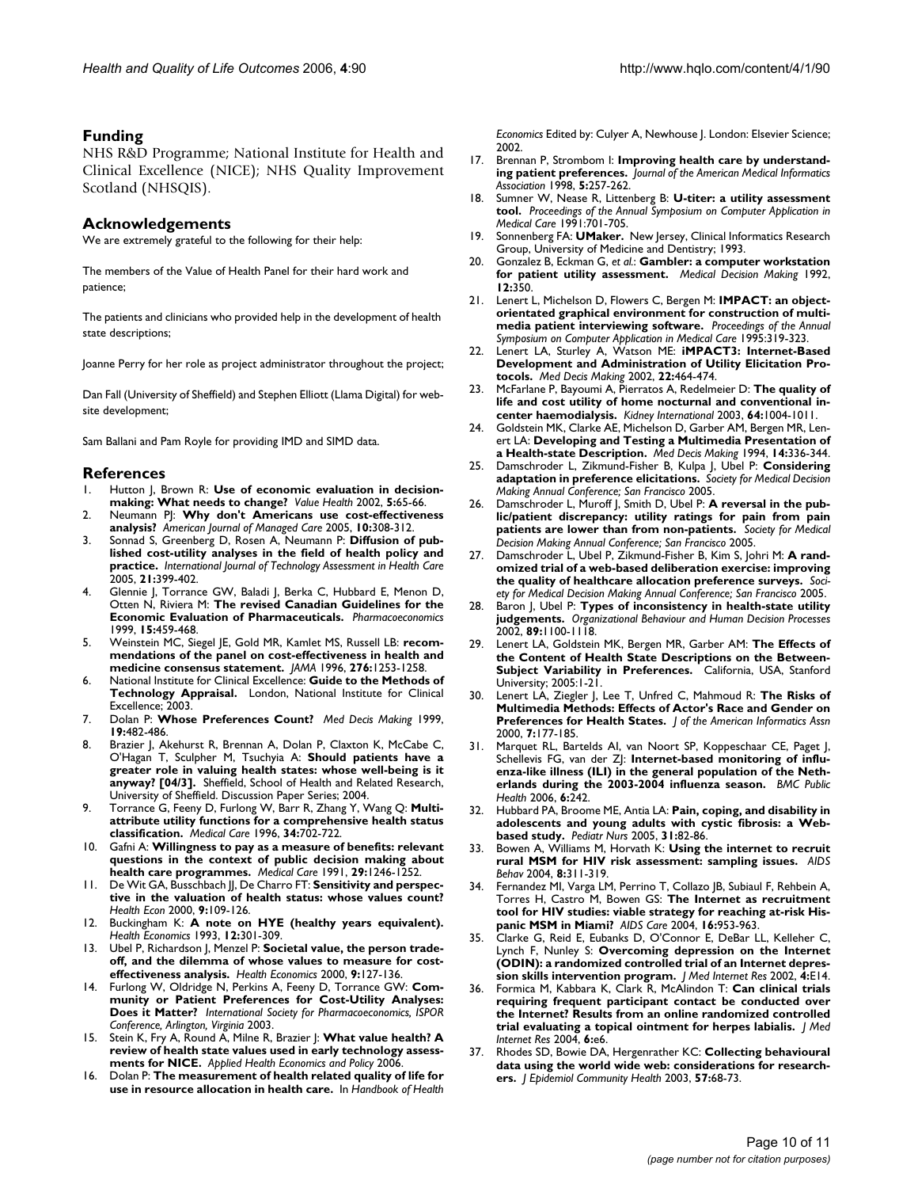## Funding

NHS R&D Programme; National Institute for Health and Clinical Excellence (NICE); NHS Quality Improvement Scotland (NHSQIS).

## Acknowledgements

We are extremely grateful to the following for their help:

The members of the Value of Health Panel for their hard work and patience;

The patients and clinicians who provided help in the development of health state descriptions;

Joanne Perry for her role as project administrator throughout the project;

Dan Fall (University of Sheffield) and Stephen Elliott (Llama Digital) for website development;

Sam Ballani and Pam Royle for providing IMD and SIMD data.

## References

1. Hutton J, Brown R: **Use of economic evaluation in decision-making: What needs to change?** *Value Health* 2002, **5:**65-66.
2. Neumann PJ: **Why don't Americans use cost-effectiveness analysis?** *American Journal of Managed Care* 2005, **10:**308-312.
3. Sonnad S, Greenberg D, Rosen A, Neumann P: **Diffusion of published cost-utility analyses in the field of health policy and practice.** *International Journal of Technology Assessment in Health Care* 2005, **21:**399-402.
4. Glennie J, Torrance GW, Baladi J, Berka C, Hubbard E, Menon D, Otten N, Riviera M: **The revised Canadian Guidelines for the Economic Evaluation of Pharmaceuticals.** *Pharmacoeconomics* 1999, **15:**459-468.
5. Weinstein MC, Siegel JE, Gold MR, Kamlet MS, Russell LB: **recommendations of the panel on cost-effectiveness in health and medicine consensus statement.** *JAMA* 1996, **276:**1253-1258.
6. National Institute for Clinical Excellence: **Guide to the Methods of Technology Appraisal.** London, National Institute for Clinical Excellence; 2003.
7. Dolan P: **Whose Preferences Count?** *Med Decis Making* 1999, **19:**482-486.
8. Brazier J, Akehurst R, Brennan A, Dolan P, Claxton K, McCabe C, O'Hagan T, Sculpher M, Tsuchyia A: **Should patients have a greater role in valuing health states: whose well-being is it anyway? [04/3].** Sheffield, School of Health and Related Research, University of Sheffield. Discussion Paper Series; 2004.
9. Torrance G, Feeny D, Furlong W, Barr R, Zhang Y, Wang Q: **Multi-attribute utility functions for a comprehensive health status classification.** *Medical Care* 1996, **34:**702-722.
10. Gafni A: **Willingness to pay as a measure of benefits: relevant questions in the context of public decision making about health care programmes.** *Medical Care* 1991, **29:**1246-1252.
11. De Wit GA, Busschbach JJ, De Charro FT: **Sensitivity and perspective in the valuation of health status: whose values count?** *Health Econ* 2000, **9:**109-126.
12. Buckingham K: **A note on HYE (healthy years equivalent).** *Health Economics* 1993, **12:**301-309.
13. Ubel P, Richardson J, Menzel P: **Societal value, the person trade-off, and the dilemma of whose values to measure for cost-effectiveness analysis.** *Health Economics* 2000, **9:**127-136.
14. Furlong W, Oldridge N, Perkins A, Feeny D, Torrance GW: **Community or Patient Preferences for Cost-Utility Analyses: Does it Matter?** *International Society for Pharmacoeconomics, ISPOR Conference, Arlington, Virginia* 2003.
15. Stein K, Fry A, Round A, Milne R, Brazier J: **What value health? A review of health state values used in early technology assessments for NICE.** *Applied Health Economics and Policy* 2006.
16. Dolan P: **The measurement of health related quality of life for use in resource allocation in health care.** In *Handbook of Health Economics* Edited by: Culyer A, Newhouse J. London: Elsevier Science; 2002.
17. Brennan P, Strombom I: **Improving health care by understanding patient preferences.** *Journal of the American Medical Informatics Association* 1998, **5:**257-262.
18. Sumner W, Nease R, Littenberg B: **U-titer: a utility assessment tool.** *Proceedings of the Annual Symposium on Computer Application in Medical Care* 1991:701-705.
19. Sonnenberg FA: **UMaker.** New Jersey, Clinical Informatics Research Group, University of Medicine and Dentistry; 1993.
20. Gonzalez B, Eckman G, *et al.*: **Gambler: a computer workstation for patient utility assessment.** *Medical Decision Making* 1992, **12:**350.
21. Lenert L, Michelson D, Flowers C, Bergen M: **IMPACT: an object-orientated graphical environment for construction of multimedia patient interviewing software.** *Proceedings of the Annual Symposium on Computer Application in Medical Care* 1995:319-323.
22. Lenert LA, Sturley A, Watson ME: **iMPACT3: Internet-Based Development and Administration of Utility Elicitation Protocols.** *Med Decis Making* 2002, **22:**464-474.
23. McFarlane P, Bayoumi A, Pierratos A, Redelmeier D: **The quality of life and cost utility of home nocturnal and conventional in-center haemodialysis.** *Kidney International* 2003, **64:**1004-1011.
24. Goldstein MK, Clarke AE, Michelson D, Garber AM, Bergen MR, Lenert LA: **Developing and Testing a Multimedia Presentation of a Health-state Description.** *Med Decis Making* 1994, **14:**336-344.
25. Damschroder L, Zikmund-Fisher B, Kulpa J, Ubel P: **Considering adaptation in preference elicitations.** *Society for Medical Decision Making Annual Conference; San Francisco* 2005.
26. Damschroder L, Muroff J, Smith D, Ubel P: **A reversal in the public/patient discrepancy: utility ratings for pain from pain patients are lower than from non-patients.** *Society for Medical Decision Making Annual Conference; San Francisco* 2005.
27. Damschroder L, Ubel P, Zikmund-Fisher B, Kim S, Johri M: **A randomized trial of a web-based deliberation exercise: improving the quality of healthcare allocation preference surveys.** *Society for Medical Decision Making Annual Conference; San Francisco* 2005.
28. Baron J, Ubel P: **Types of inconsistency in health-state utility judgements.** *Organizational Behaviour and Human Decision Processes* 2002, **89:**1100-1118.
29. Lenert LA, Goldstein MK, Bergen MR, Garber AM: **The Effects of the Content of Health State Descriptions on the Between-Subject Variability in Preferences.** California, USA, Stanford University; 2005:1-21.
30. Lenert LA, Ziegler J, Lee T, Unfred C, Mahmoud R: **The Risks of Multimedia Methods: Effects of Actor's Race and Gender on Preferences for Health States.** *J of the American Informatics Assn* 2000, **7:**177-185.
31. Marquet RL, Bartelds AI, van Noort SP, Koppeschaar CE, Paget J, Schellevis FG, van der ZJ: **Internet-based monitoring of influenza-like illness (ILI) in the general population of the Netherlands during the 2003-2004 influenza season.** *BMC Public Health* 2006, **6:**242.
32. Hubbard PA, Broome ME, Antia LA: **Pain, coping, and disability in adolescents and young adults with cystic fibrosis: a Web-based study.** *Pediatr Nurs* 2005, **31:**82-86.
33. Bowen A, Williams M, Horvath K: **Using the internet to recruit rural MSM for HIV risk assessment: sampling issues.** *AIDS Behav* 2004, **8:**311-319.
34. Fernandez MI, Varga LM, Perrino T, Collazo JB, Subiaul F, Rehbein A, Torres H, Castro M, Bowen GS: **The Internet as recruitment tool for HIV studies: viable strategy for reaching at-risk Hispanic MSM in Miami?** *AIDS Care* 2004, **16:**953-963.
35. Clarke G, Reid E, Eubanks D, O'Connor E, DeBar LL, Kelleher C, Lynch F, Nunley S: **Overcoming depression on the Internet (ODIN): a randomized controlled trial of an Internet depression skills intervention program.** *J Med Internet Res* 2002, **4:**E14.
36. Formica M, Kabbara K, Clark R, McAlindon T: **Can clinical trials requiring frequent participant contact be conducted over the Internet? Results from an online randomized controlled trial evaluating a topical ointment for herpes labialis.** *J Med Internet Res* 2004, **6:**e6.
37. Rhodes SD, Bowie DA, Hergenrather KC: **Collecting behavioural data using the world wide web: considerations for researchers.** *J Epidemiol Community Health* 2003, **57:**68-73.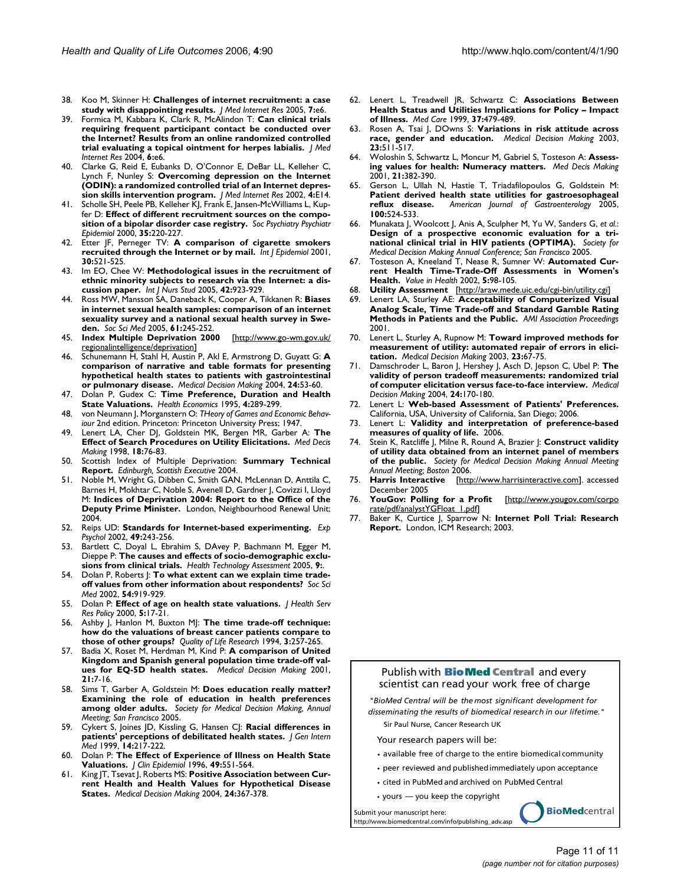38. Koo M, Skinner H: **Challenges of internet recruitment: a case study with disappointing results.** *J Med Internet Res* 2005, **7:**e6.
39. Formica M, Kabbara K, Clark R, McAlindon T: **Can clinical trials requiring frequent participant contact be conducted over the Internet? Results from an online randomized controlled trial evaluating a topical ointment for herpes labialis.** *J Med Internet Res* 2004, **6:**e6.
40. Clarke G, Reid E, Eubanks D, O'Connor E, DeBar LL, Kelleher C, Lynch F, Nunley S: **Overcoming depression on the Internet (ODIN): a randomized controlled trial of an Internet depression skills intervention program.** *J Med Internet Res* 2002, **4:**E14.
41. Scholle SH, Peele PB, Kelleher KJ, Frank E, Jansen-McWilliams L, Kupfer D: **Effect of different recruitment sources on the composition of a bipolar disorder case registry.** *Soc Psychiatry Psychiatr Epidemiol* 2000, **35:**220-227.
42. Etter JF, Perneger TV: **A comparison of cigarette smokers recruited through the Internet or by mail.** *Int J Epidemiol* 2001, **30:**521-525.
43. Im EO, Chee W: **Methodological issues in the recruitment of ethnic minority subjects to research via the Internet: a discussion paper.** *Int J Nurs Stud* 2005, **42:**923-929.
44. Ross MW, Mansson SA, Daneback K, Cooper A, Tikkanen R: **Biases in internet sexual health samples: comparison of an internet sexuality survey and a national sexual health survey in Sweden.** *Soc Sci Med* 2005, **61:**245-252.
45. **Index Multiple Deprivation 2000** [http://www.go-wm.gov.uk/regionalintelligence/deprivation]
46. Schunemann H, Stahl H, Austin P, Akl E, Armstrong D, Guyatt G: **A comparison of narrative and table formats for presenting hypothetical health states to patients with gastrointestinal or pulmonary disease.** *Medical Decision Making* 2004, **24:**53-60.
47. Dolan P, Gudex C: **Time Preference, Duration and Health State Valuations.** *Health Economics* 1995, **4:**289-299.
48. von Neumann J, Morganstern O: *THeory of Games and Economic Behaviour* 2nd edition. Princeton: Princeton University Press; 1947.
49. Lenert LA, Cher DJ, Goldstein MK, Bergen MR, Garber A: **The Effect of Search Procedures on Utility Elicitations.** *Med Decis Making* 1998, **18:**76-83.
50. Scottish Index of Multiple Deprivation: **Summary Technical Report.** *Edinburgh, Scottish Executive* 2004.
51. Noble M, Wright G, Dibben C, Smith GAN, McLennan D, Anttila C, Barnes H, Mokhtar C, Noble S, Avenell D, Gardner J, Covizzi I, Lloyd M: **Indices of Deprivation 2004: Report to the Office of the Deputy Prime Minister.** London, Neighbourhood Renewal Unit; 2004.
52. Reips UD: **Standards for Internet-based experimenting.** *Exp Psychol* 2002, **49:**243-256.
53. Bartlett C, Doyal L, Ebrahim S, DAvey P, Bachmann M, Egger M, Dieppe P: **The causes and effects of socio-demographic exclusions from clinical trials.** *Health Technology Assessment* 2005, **9:**.
54. Dolan P, Roberts J: **To what extent can we explain time trade-off values from other information about respondents?** *Soc Sci Med* 2002, **54:**919-929.
55. Dolan P: **Effect of age on health state valuations.** *J Health Serv Res Policy* 2000, **5:**17-21.
56. Ashby J, Hanlon M, Buxton MJ: **The time trade-off technique: how do the valuations of breast cancer patients compare to those of other groups?** *Quality of Life Research* 1994, **3:**257-265.
57. Badia X, Roset M, Herdman M, Kind P: **A comparison of United Kingdom and Spanish general population time trade-off values for EQ-5D health states.** *Medical Decision Making* 2001, **21:**7-16.
58. Sims T, Garber A, Goldstein M: **Does education really matter? Examining the role of education in health preferences among older adults.** *Society for Medical Decision Making, Annual Meeting; San Francisco* 2005.
59. Cykert S, Joines JD, Kissling G, Hansen CJ: **Racial differences in patients' perceptions of debilitated health states.** *J Gen Intern Med* 1999, **14:**217-222.
60. Dolan P: **The Effect of Experience of Illness on Health State Valuations.** *J Clin Epidemiol* 1996, **49:**551-564.
61. King JT, Tsevat J, Roberts MS: **Positive Association between Current Health and Health Values for Hypothetical Disease States.** *Medical Decision Making* 2004, **24:**367-378.
62. Lenert L, Treadwell JR, Schwartz C: **Associations Between Health Status and Utilities Implications for Policy – Impact of Illness.** *Med Care* 1999, **37:**479-489.
63. Rosen A, Tsai J, DOwns S: **Variations in risk attitude across race, gender and education.** *Medical Decision Making* 2003, **23:**511-517.
64. Woloshin S, Schwartz L, Moncur M, Gabriel S, Tosteson A: **Assessing values for health: Numeracy matters.** *Med Decis Making* 2001, **21:**382-390.
65. Gerson L, Ullah N, Hastie T, Triadafilopoulos G, Goldstein M: **Patient derived health state utilities for gastroesophageal reflux disease.** *American Journal of Gastroenterology* 2005, **100:**524-533.
66. Munakata J, Woolcott J, Anis A, Sculpher M, Yu W, Sanders G, *et al.*: **Design of a prospective economic evaluation for a tri-national clinical trial in HIV patients (OPTIMA).** *Society for Medical Decision Making Annual Conference; San Francisco* 2005.
67. Tosteson A, Kneeland T, Nease R, Sumner W: **Automated Current Health Time-Trade-Off Assessments in Women's Health.** *Value in Health* 2002, **5:**98-105.
68. **Utility Assessment** [http://araw.mede.uic.edu/cgi-bin/utility.cgi]
69. Lenert LA, Sturley AE: **Acceptability of Computerized Visual Analog Scale, Time Trade-off and Standard Gamble Rating Methods in Patients and the Public.** *AMI Association Proceedings* 2001.
70. Lenert L, Sturley A, Rupnow M: **Toward improved methods for measurement of utility: automated repair of errors in elicitation.** *Medical Decision Making* 2003, **23:**67-75.
71. Damschroder L, Baron J, Hershey J, Asch D, Jepson C, Ubel P: **The validity of person tradeoff measurements: randomized trial of computer elicitation versus face-to-face interview.** *Medical Decision Making* 2004, **24:**170-180.
72. Lenert L: **Web-based Assessment of Patients' Preferences.** California, USA, University of California, San Diego; 2006.
73. Lenert L: **Validity and interpretation of preference-based measures of quality of life.** 2006.
74. Stein K, Ratcliffe J, Milne R, Round A, Brazier J: **Construct validity of utility data obtained from an internet panel of members of the public.** *Society for Medical Decision Making Annual Meeting Annual Meeting; Boston* 2006.
75. **Harris Interactive** [http://www.harrisinteractive.com]. accessed December 2005
76. **YouGov: Polling for a Profit** [http://www.yougov.com/corporate/pdf/analystYGFloat_1.pdf]
77. Baker K, Curtice J, Sparrow N: **Internet Poll Trial: Research Report.** London, ICM Research; 2003.